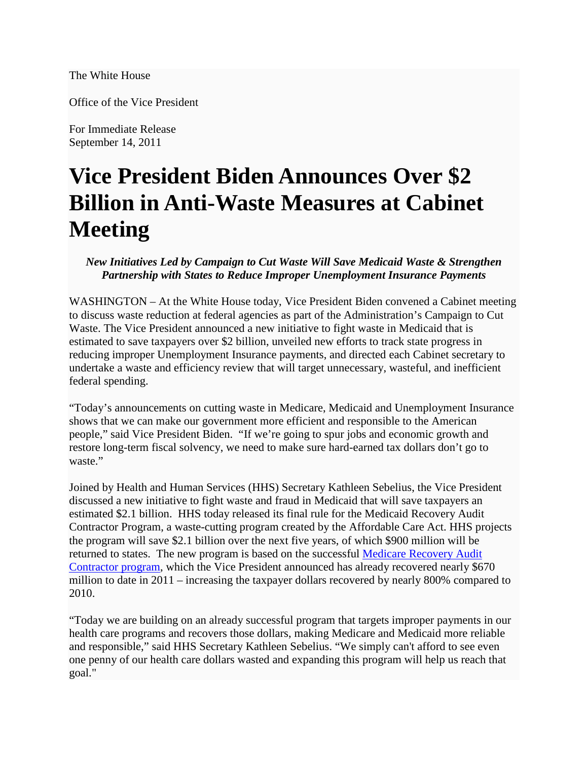The White House

Office of the Vice President

For Immediate Release
September 14, 2011

# Vice President Biden Announces Over $2 Billion in Anti-Waste Measures at Cabinet Meeting

***New Initiatives Led by Campaign to Cut Waste Will Save Medicaid Waste & Strengthen Partnership with States to Reduce Improper Unemployment Insurance Payments***

WASHINGTON – At the White House today, Vice President Biden convened a Cabinet meeting to discuss waste reduction at federal agencies as part of the Administration's Campaign to Cut Waste. The Vice President announced a new initiative to fight waste in Medicaid that is estimated to save taxpayers over $2 billion, unveiled new efforts to track state progress in reducing improper Unemployment Insurance payments, and directed each Cabinet secretary to undertake a waste and efficiency review that will target unnecessary, wasteful, and inefficient federal spending.

"Today's announcements on cutting waste in Medicare, Medicaid and Unemployment Insurance shows that we can make our government more efficient and responsible to the American people," said Vice President Biden. "If we're going to spur jobs and economic growth and restore long-term fiscal solvency, we need to make sure hard-earned tax dollars don't go to waste."

Joined by Health and Human Services (HHS) Secretary Kathleen Sebelius, the Vice President discussed a new initiative to fight waste and fraud in Medicaid that will save taxpayers an estimated $2.1 billion. HHS today released its final rule for the Medicaid Recovery Audit Contractor Program, a waste-cutting program created by the Affordable Care Act. HHS projects the program will save $2.1 billion over the next five years, of which $900 million will be returned to states. The new program is based on the successful Medicare Recovery Audit Contractor program, which the Vice President announced has already recovered nearly $670 million to date in 2011 – increasing the taxpayer dollars recovered by nearly 800% compared to 2010.

"Today we are building on an already successful program that targets improper payments in our health care programs and recovers those dollars, making Medicare and Medicaid more reliable and responsible," said HHS Secretary Kathleen Sebelius. "We simply can't afford to see even one penny of our health care dollars wasted and expanding this program will help us reach that goal."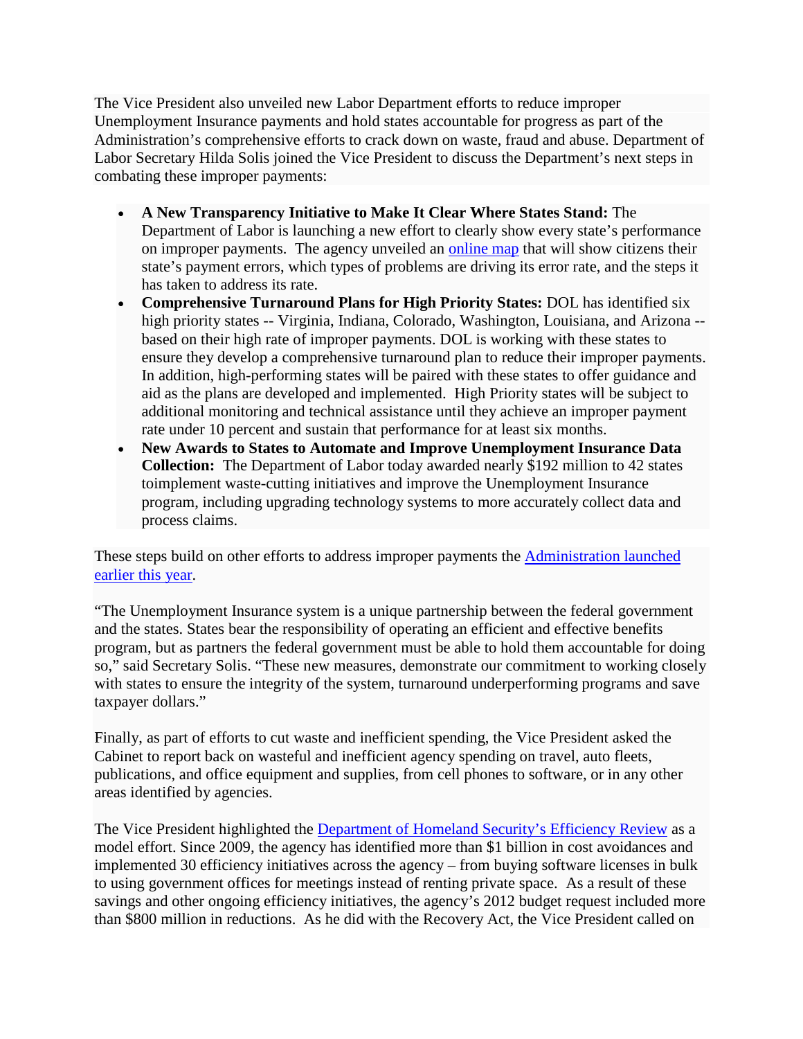The Vice President also unveiled new Labor Department efforts to reduce improper Unemployment Insurance payments and hold states accountable for progress as part of the Administration's comprehensive efforts to crack down on waste, fraud and abuse. Department of Labor Secretary Hilda Solis joined the Vice President to discuss the Department's next steps in combating these improper payments:

- **A New Transparency Initiative to Make It Clear Where States Stand:** The Department of Labor is launching a new effort to clearly show every state's performance on improper payments. The agency unveiled an [online map]() that will show citizens their state's payment errors, which types of problems are driving its error rate, and the steps it has taken to address its rate.
- **Comprehensive Turnaround Plans for High Priority States:** DOL has identified six high priority states -- Virginia, Indiana, Colorado, Washington, Louisiana, and Arizona -- based on their high rate of improper payments. DOL is working with these states to ensure they develop a comprehensive turnaround plan to reduce their improper payments. In addition, high-performing states will be paired with these states to offer guidance and aid as the plans are developed and implemented. High Priority states will be subject to additional monitoring and technical assistance until they achieve an improper payment rate under 10 percent and sustain that performance for at least six months.
- **New Awards to States to Automate and Improve Unemployment Insurance Data Collection:** The Department of Labor today awarded nearly $192 million to 42 states toimplement waste-cutting initiatives and improve the Unemployment Insurance program, including upgrading technology systems to more accurately collect data and process claims.

These steps build on other efforts to address improper payments the [Administration launched earlier this year]().

"The Unemployment Insurance system is a unique partnership between the federal government and the states. States bear the responsibility of operating an efficient and effective benefits program, but as partners the federal government must be able to hold them accountable for doing so," said Secretary Solis. "These new measures, demonstrate our commitment to working closely with states to ensure the integrity of the system, turnaround underperforming programs and save taxpayer dollars."

Finally, as part of efforts to cut waste and inefficient spending, the Vice President asked the Cabinet to report back on wasteful and inefficient agency spending on travel, auto fleets, publications, and office equipment and supplies, from cell phones to software, or in any other areas identified by agencies.

The Vice President highlighted the [Department of Homeland Security's Efficiency Review]() as a model effort. Since 2009, the agency has identified more than $1 billion in cost avoidances and implemented 30 efficiency initiatives across the agency – from buying software licenses in bulk to using government offices for meetings instead of renting private space. As a result of these savings and other ongoing efficiency initiatives, the agency's 2012 budget request included more than $800 million in reductions. As he did with the Recovery Act, the Vice President called on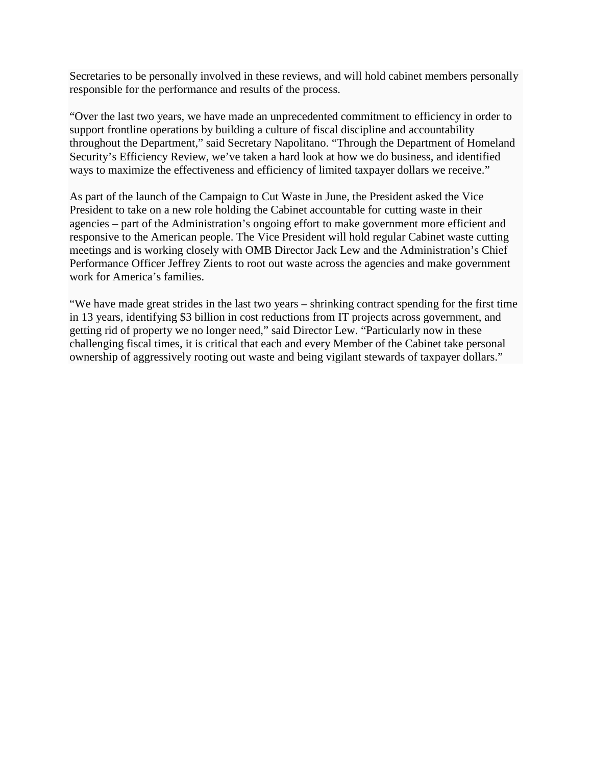Secretaries to be personally involved in these reviews, and will hold cabinet members personally responsible for the performance and results of the process.

"Over the last two years, we have made an unprecedented commitment to efficiency in order to support frontline operations by building a culture of fiscal discipline and accountability throughout the Department," said Secretary Napolitano. "Through the Department of Homeland Security's Efficiency Review, we've taken a hard look at how we do business, and identified ways to maximize the effectiveness and efficiency of limited taxpayer dollars we receive."

As part of the launch of the Campaign to Cut Waste in June, the President asked the Vice President to take on a new role holding the Cabinet accountable for cutting waste in their agencies – part of the Administration's ongoing effort to make government more efficient and responsive to the American people. The Vice President will hold regular Cabinet waste cutting meetings and is working closely with OMB Director Jack Lew and the Administration's Chief Performance Officer Jeffrey Zients to root out waste across the agencies and make government work for America's families.

"We have made great strides in the last two years – shrinking contract spending for the first time in 13 years, identifying $3 billion in cost reductions from IT projects across government, and getting rid of property we no longer need," said Director Lew. "Particularly now in these challenging fiscal times, it is critical that each and every Member of the Cabinet take personal ownership of aggressively rooting out waste and being vigilant stewards of taxpayer dollars."